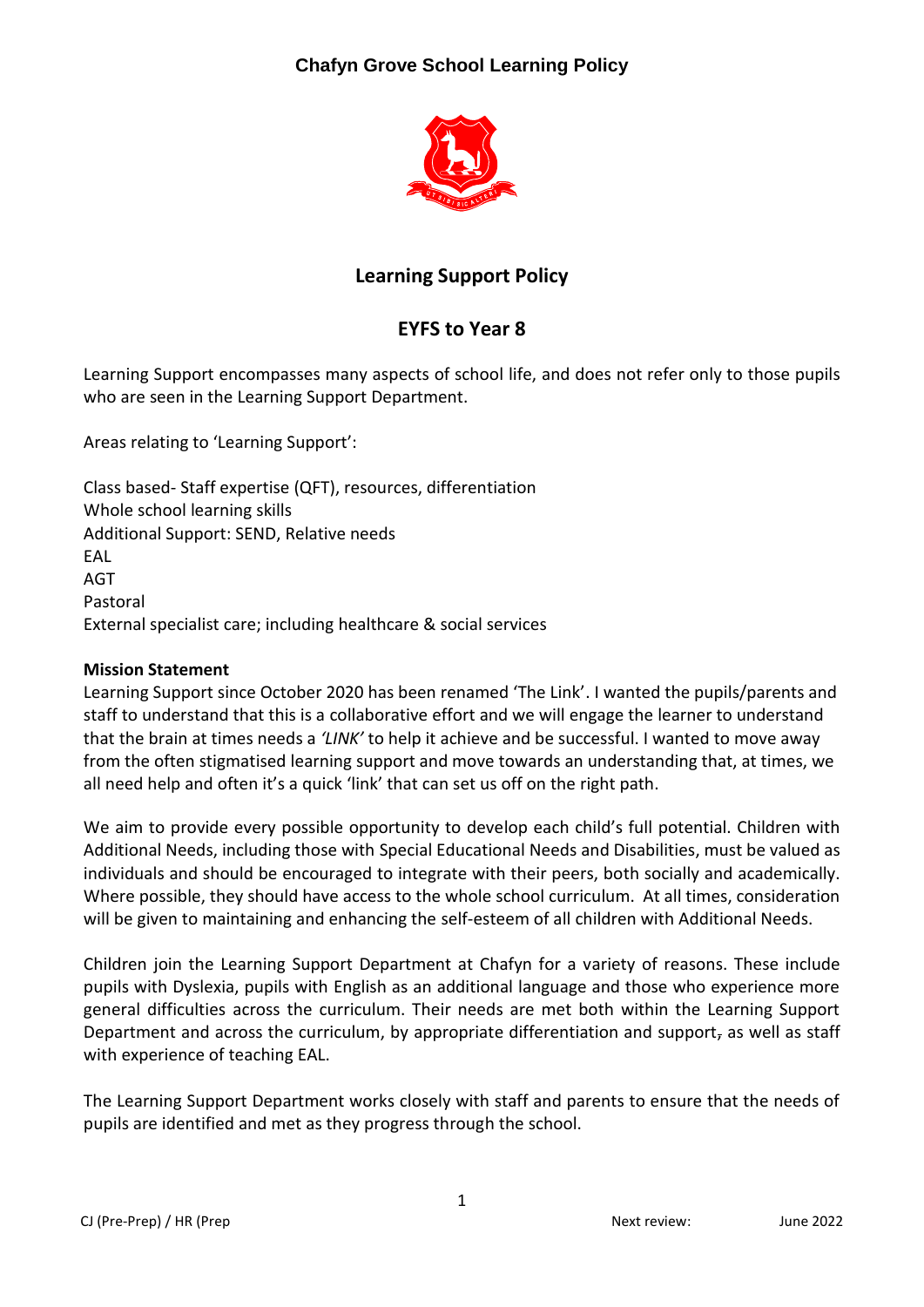# Chafyn Grove School Learning Policy

## Learning Support Policy

## EYFS to Year 8

Learning Support encompasses many aspects of school life, and does not refer only to those pupils who are seen in the Learning Support Department.

Areas relating to 'Learning Support':

Class based- Staff expertise (QFT), resources, differentiation
Whole school learning skills
Additional Support: SEND, Relative needs
EAL
AGT
Pastoral
External specialist care; including healthcare & social services

**Mission Statement**

Learning Support since October 2020 has been renamed 'The Link'. I wanted the pupils/parents and staff to understand that this is a collaborative effort and we will engage the learner to understand that the brain at times needs a *'LINK'* to help it achieve and be successful. I wanted to move away from the often stigmatised learning support and move towards an understanding that, at times, we all need help and often it's a quick 'link' that can set us off on the right path.

We aim to provide every possible opportunity to develop each child's full potential. Children with Additional Needs, including those with Special Educational Needs and Disabilities, must be valued as individuals and should be encouraged to integrate with their peers, both socially and academically. Where possible, they should have access to the whole school curriculum. At all times, consideration will be given to maintaining and enhancing the self-esteem of all children with Additional Needs.

Children join the Learning Support Department at Chafyn for a variety of reasons. These include pupils with Dyslexia, pupils with English as an additional language and those who experience more general difficulties across the curriculum. Their needs are met both within the Learning Support Department and across the curriculum, by appropriate differentiation and support, as well as staff with experience of teaching EAL.

The Learning Support Department works closely with staff and parents to ensure that the needs of pupils are identified and met as they progress through the school.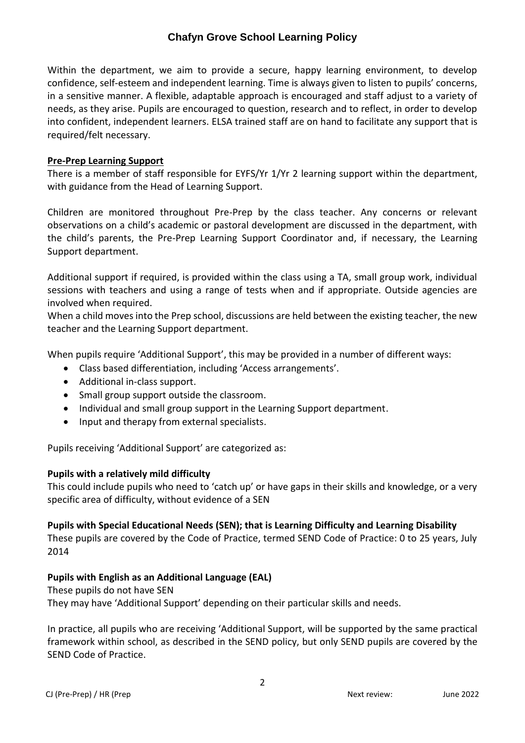Within the department, we aim to provide a secure, happy learning environment, to develop confidence, self-esteem and independent learning. Time is always given to listen to pupils' concerns, in a sensitive manner. A flexible, adaptable approach is encouraged and staff adjust to a variety of needs, as they arise. Pupils are encouraged to question, research and to reflect, in order to develop into confident, independent learners. ELSA trained staff are on hand to facilitate any support that is required/felt necessary.

**Pre-Prep Learning Support**

There is a member of staff responsible for EYFS/Yr 1/Yr 2 learning support within the department, with guidance from the Head of Learning Support.

Children are monitored throughout Pre-Prep by the class teacher. Any concerns or relevant observations on a child's academic or pastoral development are discussed in the department, with the child's parents, the Pre-Prep Learning Support Coordinator and, if necessary, the Learning Support department.

Additional support if required, is provided within the class using a TA, small group work, individual sessions with teachers and using a range of tests when and if appropriate. Outside agencies are involved when required.

When a child moves into the Prep school, discussions are held between the existing teacher, the new teacher and the Learning Support department.

When pupils require 'Additional Support', this may be provided in a number of different ways:

- Class based differentiation, including 'Access arrangements'.
- Additional in-class support.
- Small group support outside the classroom.
- Individual and small group support in the Learning Support department.
- Input and therapy from external specialists.

Pupils receiving 'Additional Support' are categorized as:

**Pupils with a relatively mild difficulty**

This could include pupils who need to 'catch up' or have gaps in their skills and knowledge, or a very specific area of difficulty, without evidence of a SEN

**Pupils with Special Educational Needs (SEN); that is Learning Difficulty and Learning Disability**

These pupils are covered by the Code of Practice, termed SEND Code of Practice: 0 to 25 years, July 2014

**Pupils with English as an Additional Language (EAL)**

These pupils do not have SEN

They may have 'Additional Support' depending on their particular skills and needs.

In practice, all pupils who are receiving 'Additional Support, will be supported by the same practical framework within school, as described in the SEND policy, but only SEND pupils are covered by the SEND Code of Practice.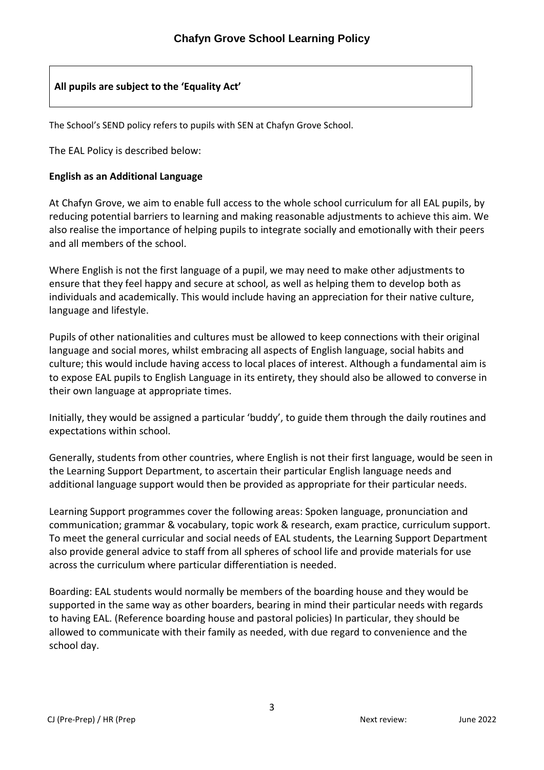All pupils are subject to the 'Equality Act'

The School's SEND policy refers to pupils with SEN at Chafyn Grove School.

The EAL Policy is described below:

**English as an Additional Language**

At Chafyn Grove, we aim to enable full access to the whole school curriculum for all EAL pupils, by reducing potential barriers to learning and making reasonable adjustments to achieve this aim. We also realise the importance of helping pupils to integrate socially and emotionally with their peers and all members of the school.

Where English is not the first language of a pupil, we may need to make other adjustments to ensure that they feel happy and secure at school, as well as helping them to develop both as individuals and academically. This would include having an appreciation for their native culture, language and lifestyle.

Pupils of other nationalities and cultures must be allowed to keep connections with their original language and social mores, whilst embracing all aspects of English language, social habits and culture; this would include having access to local places of interest. Although a fundamental aim is to expose EAL pupils to English Language in its entirety, they should also be allowed to converse in their own language at appropriate times.

Initially, they would be assigned a particular 'buddy', to guide them through the daily routines and expectations within school.

Generally, students from other countries, where English is not their first language, would be seen in the Learning Support Department, to ascertain their particular English language needs and additional language support would then be provided as appropriate for their particular needs.

Learning Support programmes cover the following areas: Spoken language, pronunciation and communication; grammar & vocabulary, topic work & research, exam practice, curriculum support. To meet the general curricular and social needs of EAL students, the Learning Support Department also provide general advice to staff from all spheres of school life and provide materials for use across the curriculum where particular differentiation is needed.

Boarding: EAL students would normally be members of the boarding house and they would be supported in the same way as other boarders, bearing in mind their particular needs with regards to having EAL. (Reference boarding house and pastoral policies) In particular, they should be allowed to communicate with their family as needed, with due regard to convenience and the school day.